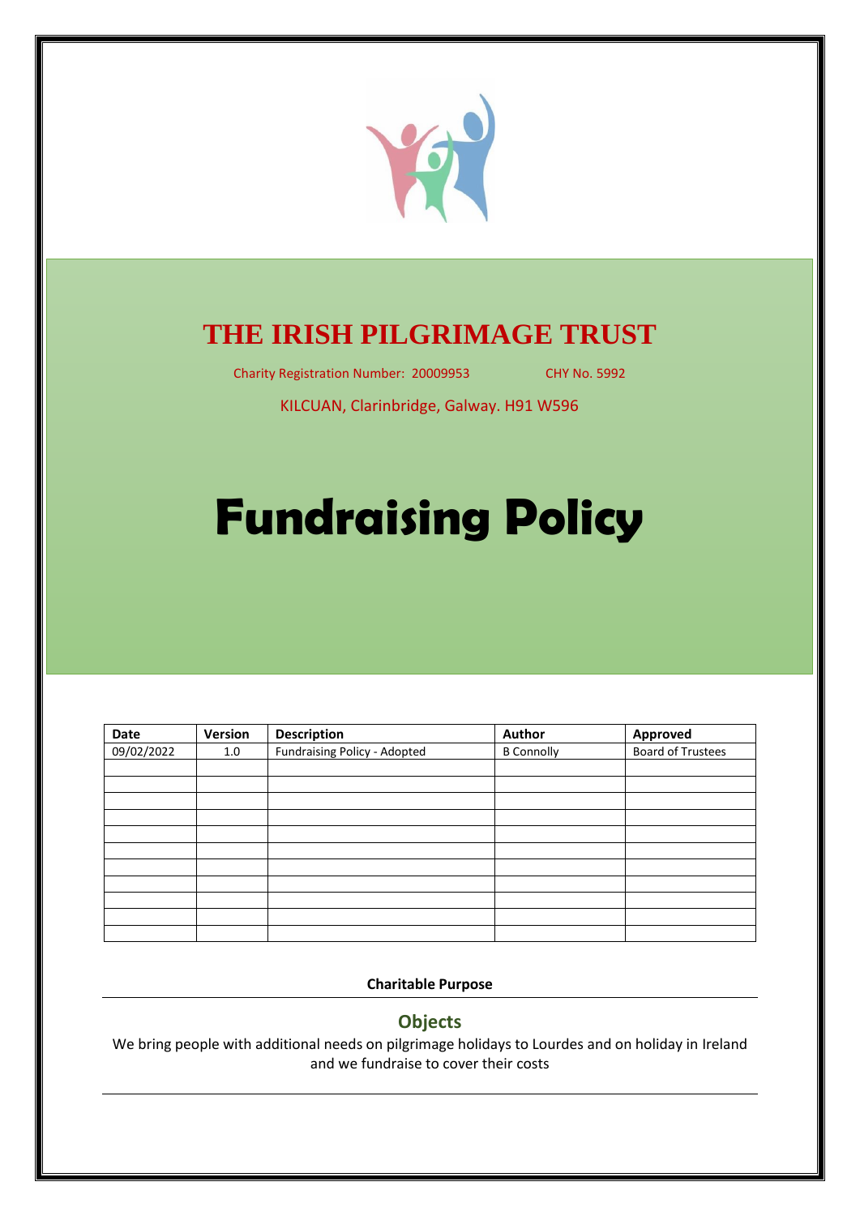# THE IRISH PILGRIMAGE TRUST

Charity Registration Number: 20009953 CHY No. 5992

KILCUAN, Clarinbridge, Galway. H91 W596

# Fundraising Policy

| Date | Version | Description | Author | Approved |
|---|---|---|---|---|
| 09/02/2022 | 1.0 | Fundraising Policy - Adopted | B Connolly | Board of Trustees |
| | | | | |
| | | | | |
| | | | | |
| | | | | |
| | | | | |
| | | | | |
| | | | | |
| | | | | |
| | | | | |
| | | | | |
| | | | | |

**Charitable Purpose**

## Objects

We bring people with additional needs on pilgrimage holidays to Lourdes and on holiday in Ireland and we fundraise to cover their costs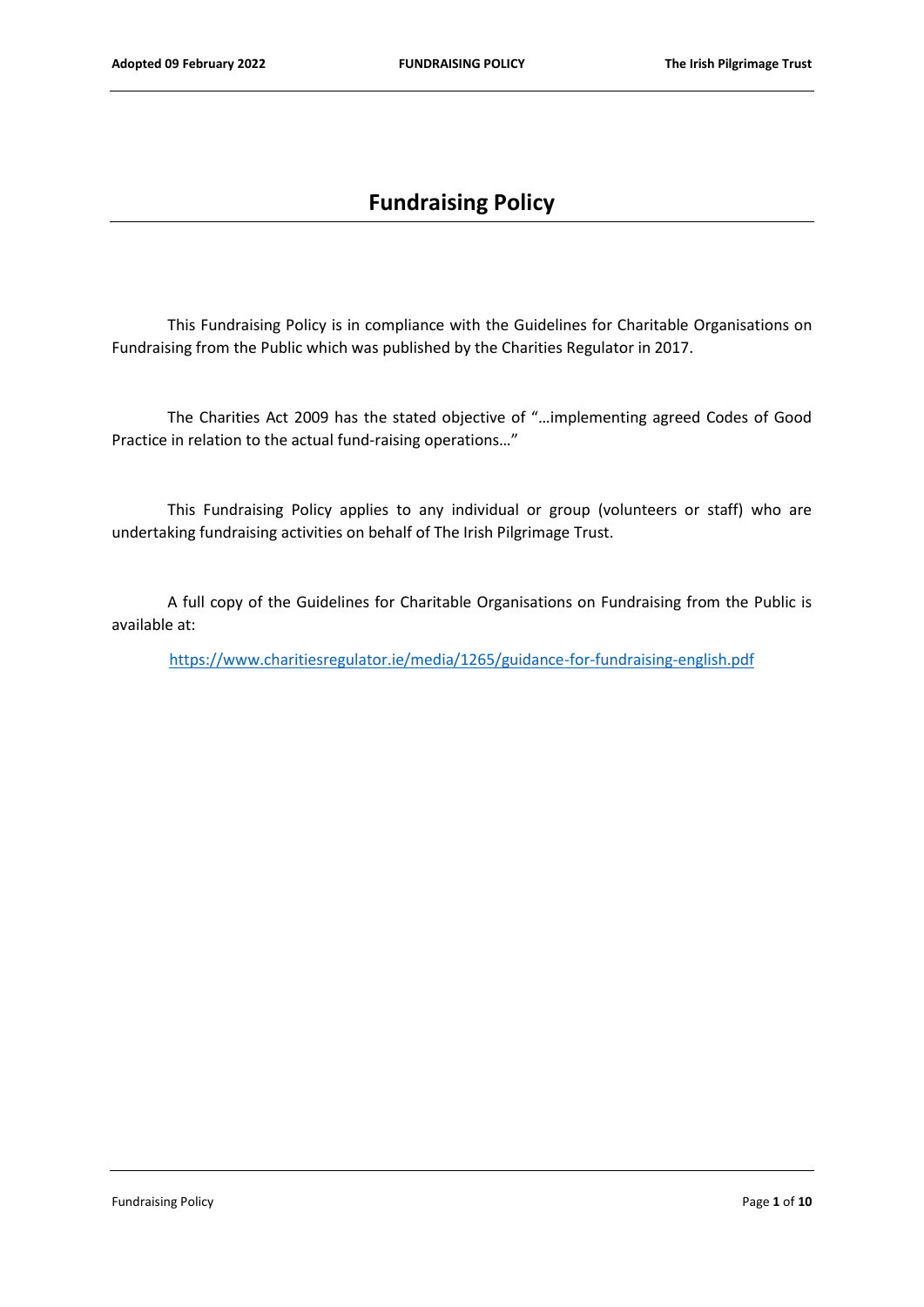# Fundraising Policy

This Fundraising Policy is in compliance with the Guidelines for Charitable Organisations on Fundraising from the Public which was published by the Charities Regulator in 2017.

The Charities Act 2009 has the stated objective of "…implementing agreed Codes of Good Practice in relation to the actual fund-raising operations…"

This Fundraising Policy applies to any individual or group (volunteers or staff) who are undertaking fundraising activities on behalf of The Irish Pilgrimage Trust.

A full copy of the Guidelines for Charitable Organisations on Fundraising from the Public is available at:

https://www.charitiesregulator.ie/media/1265/guidance-for-fundraising-english.pdf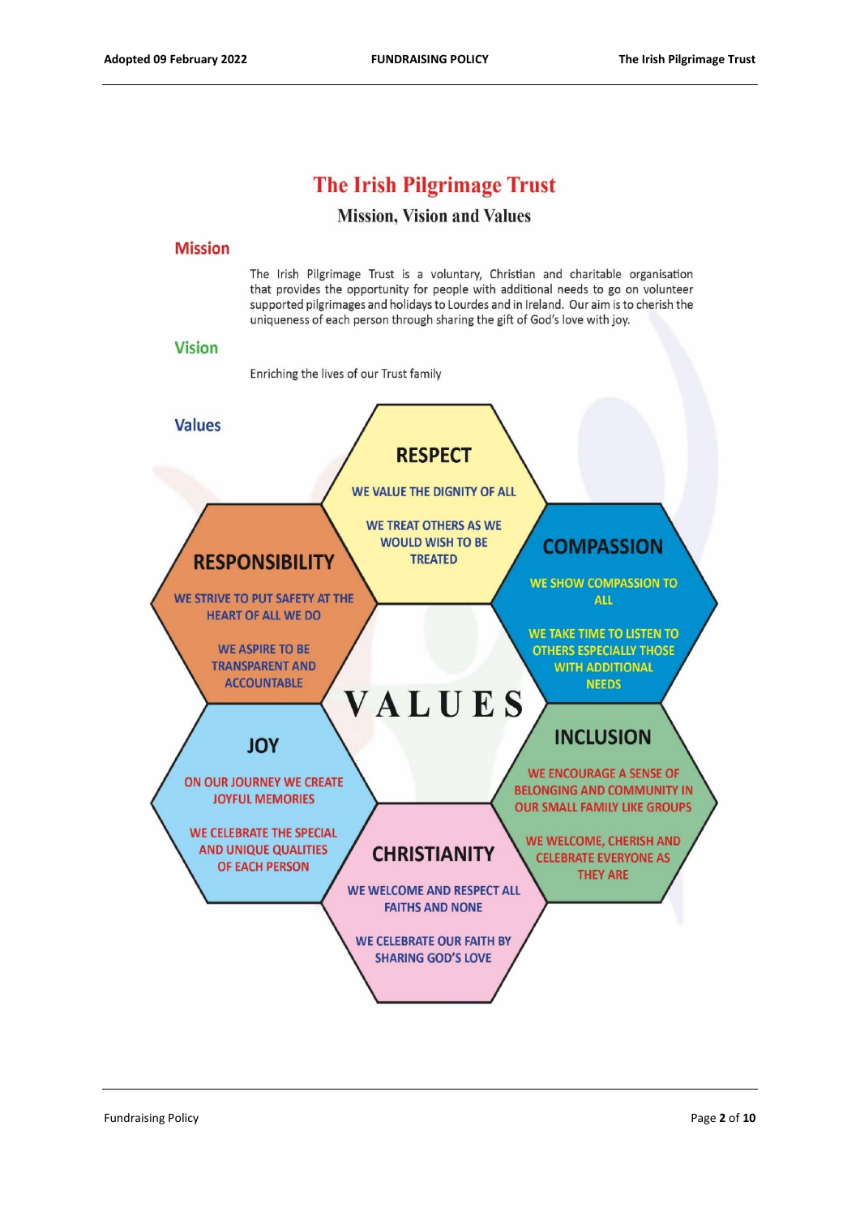# The Irish Pilgrimage Trust

## Mission, Vision and Values

### Mission

The Irish Pilgrimage Trust is a voluntary, Christian and charitable organisation that provides the opportunity for people with additional needs to go on volunteer supported pilgrimages and holidays to Lourdes and in Ireland. Our aim is to cherish the uniqueness of each person through sharing the gift of God's love with joy.

### Vision

Enriching the lives of our Trust family

### Values

VALUES

**RESPECT**

WE VALUE THE DIGNITY OF ALL

WE TREAT OTHERS AS WE WOULD WISH TO BE TREATED

**COMPASSION**

WE SHOW COMPASSION TO ALL

WE TAKE TIME TO LISTEN TO OTHERS ESPECIALLY THOSE WITH ADDITIONAL NEEDS

**INCLUSION**

WE ENCOURAGE A SENSE OF BELONGING AND COMMUNITY IN OUR SMALL FAMILY LIKE GROUPS

WE WELCOME, CHERISH AND CELEBRATE EVERYONE AS THEY ARE

**CHRISTIANITY**

WE WELCOME AND RESPECT ALL FAITHS AND NONE

WE CELEBRATE OUR FAITH BY SHARING GOD'S LOVE

**JOY**

ON OUR JOURNEY WE CREATE JOYFUL MEMORIES

WE CELEBRATE THE SPECIAL AND UNIQUE QUALITIES OF EACH PERSON

**RESPONSIBILITY**

WE STRIVE TO PUT SAFETY AT THE HEART OF ALL WE DO

WE ASPIRE TO BE TRANSPARENT AND ACCOUNTABLE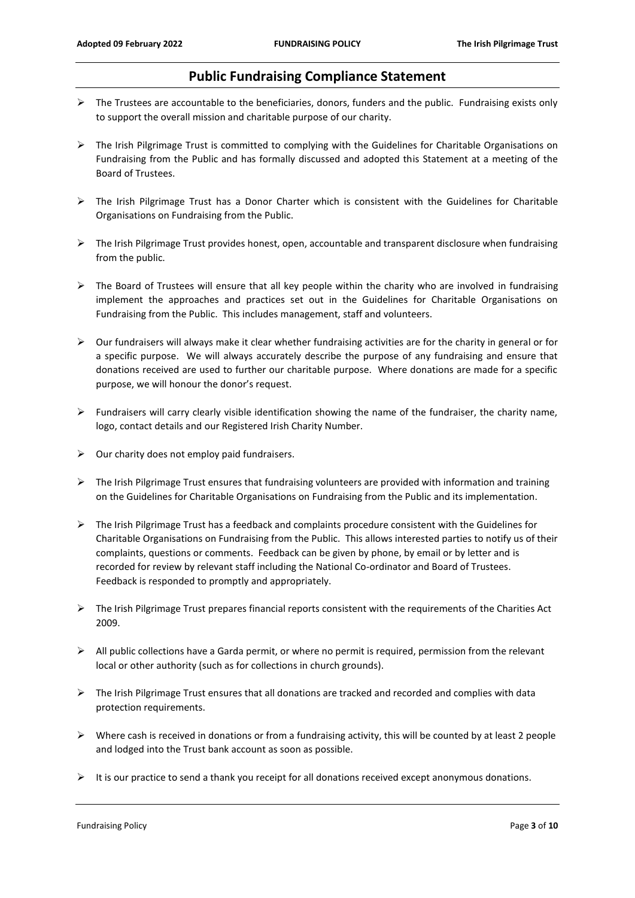## Public Fundraising Compliance Statement

- The Trustees are accountable to the beneficiaries, donors, funders and the public. Fundraising exists only to support the overall mission and charitable purpose of our charity.
- The Irish Pilgrimage Trust is committed to complying with the Guidelines for Charitable Organisations on Fundraising from the Public and has formally discussed and adopted this Statement at a meeting of the Board of Trustees.
- The Irish Pilgrimage Trust has a Donor Charter which is consistent with the Guidelines for Charitable Organisations on Fundraising from the Public.
- The Irish Pilgrimage Trust provides honest, open, accountable and transparent disclosure when fundraising from the public.
- The Board of Trustees will ensure that all key people within the charity who are involved in fundraising implement the approaches and practices set out in the Guidelines for Charitable Organisations on Fundraising from the Public. This includes management, staff and volunteers.
- Our fundraisers will always make it clear whether fundraising activities are for the charity in general or for a specific purpose. We will always accurately describe the purpose of any fundraising and ensure that donations received are used to further our charitable purpose. Where donations are made for a specific purpose, we will honour the donor's request.
- Fundraisers will carry clearly visible identification showing the name of the fundraiser, the charity name, logo, contact details and our Registered Irish Charity Number.
- Our charity does not employ paid fundraisers.
- The Irish Pilgrimage Trust ensures that fundraising volunteers are provided with information and training on the Guidelines for Charitable Organisations on Fundraising from the Public and its implementation.
- The Irish Pilgrimage Trust has a feedback and complaints procedure consistent with the Guidelines for Charitable Organisations on Fundraising from the Public. This allows interested parties to notify us of their complaints, questions or comments. Feedback can be given by phone, by email or by letter and is recorded for review by relevant staff including the National Co-ordinator and Board of Trustees. Feedback is responded to promptly and appropriately.
- The Irish Pilgrimage Trust prepares financial reports consistent with the requirements of the Charities Act 2009.
- All public collections have a Garda permit, or where no permit is required, permission from the relevant local or other authority (such as for collections in church grounds).
- The Irish Pilgrimage Trust ensures that all donations are tracked and recorded and complies with data protection requirements.
- Where cash is received in donations or from a fundraising activity, this will be counted by at least 2 people and lodged into the Trust bank account as soon as possible.
- It is our practice to send a thank you receipt for all donations received except anonymous donations.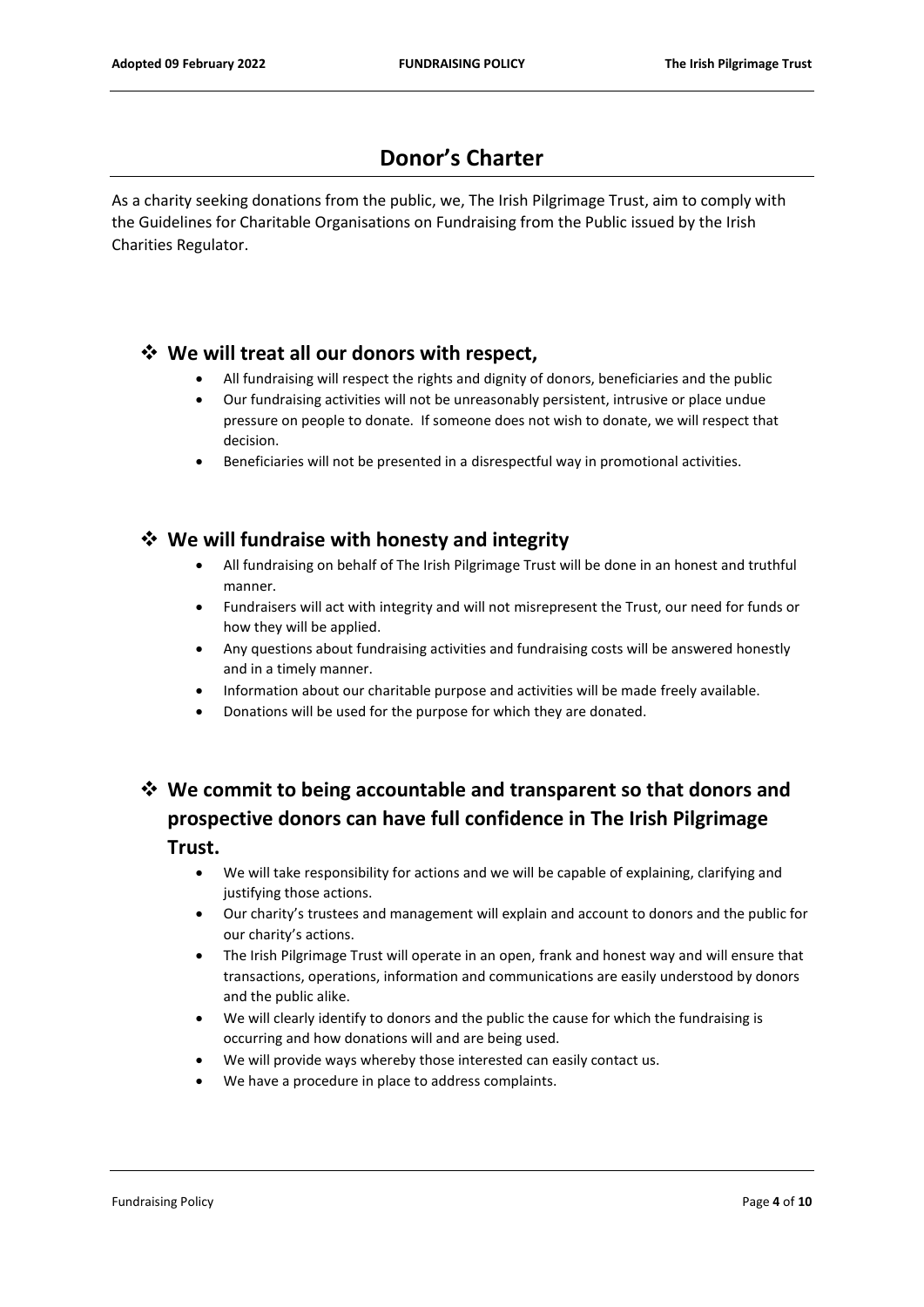# Donor's Charter

As a charity seeking donations from the public, we, The Irish Pilgrimage Trust, aim to comply with the Guidelines for Charitable Organisations on Fundraising from the Public issued by the Irish Charities Regulator.

## ❖ We will treat all our donors with respect,

- All fundraising will respect the rights and dignity of donors, beneficiaries and the public
- Our fundraising activities will not be unreasonably persistent, intrusive or place undue pressure on people to donate. If someone does not wish to donate, we will respect that decision.
- Beneficiaries will not be presented in a disrespectful way in promotional activities.

## ❖ We will fundraise with honesty and integrity

- All fundraising on behalf of The Irish Pilgrimage Trust will be done in an honest and truthful manner.
- Fundraisers will act with integrity and will not misrepresent the Trust, our need for funds or how they will be applied.
- Any questions about fundraising activities and fundraising costs will be answered honestly and in a timely manner.
- Information about our charitable purpose and activities will be made freely available.
- Donations will be used for the purpose for which they are donated.

## ❖ We commit to being accountable and transparent so that donors and prospective donors can have full confidence in The Irish Pilgrimage Trust.

- We will take responsibility for actions and we will be capable of explaining, clarifying and justifying those actions.
- Our charity's trustees and management will explain and account to donors and the public for our charity's actions.
- The Irish Pilgrimage Trust will operate in an open, frank and honest way and will ensure that transactions, operations, information and communications are easily understood by donors and the public alike.
- We will clearly identify to donors and the public the cause for which the fundraising is occurring and how donations will and are being used.
- We will provide ways whereby those interested can easily contact us.
- We have a procedure in place to address complaints.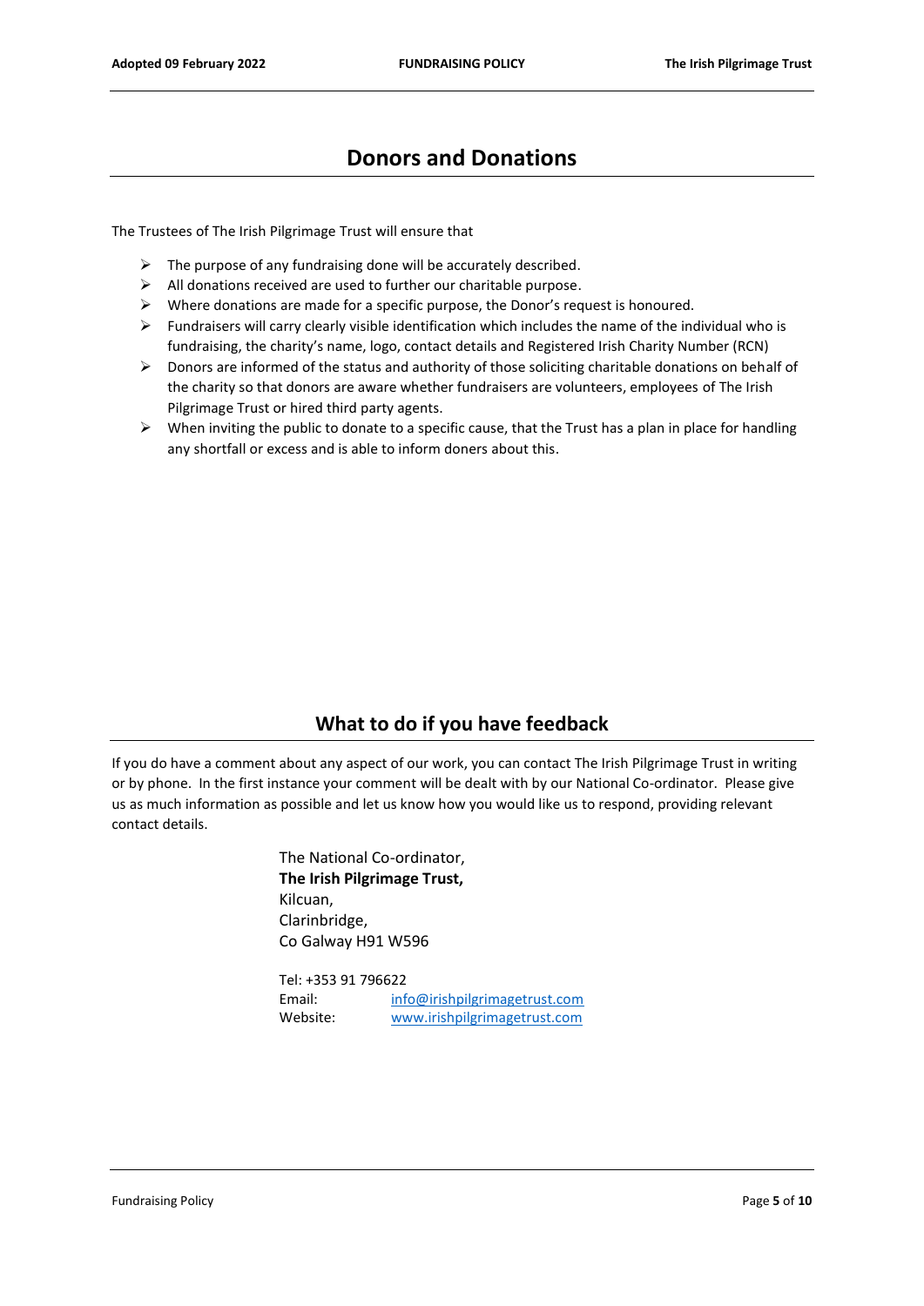# Donors and Donations

The Trustees of The Irish Pilgrimage Trust will ensure that

- The purpose of any fundraising done will be accurately described.
- All donations received are used to further our charitable purpose.
- Where donations are made for a specific purpose, the Donor's request is honoured.
- Fundraisers will carry clearly visible identification which includes the name of the individual who is fundraising, the charity's name, logo, contact details and Registered Irish Charity Number (RCN)
- Donors are informed of the status and authority of those soliciting charitable donations on behalf of the charity so that donors are aware whether fundraisers are volunteers, employees of The Irish Pilgrimage Trust or hired third party agents.
- When inviting the public to donate to a specific cause, that the Trust has a plan in place for handling any shortfall or excess and is able to inform doners about this.

## What to do if you have feedback

If you do have a comment about any aspect of our work, you can contact The Irish Pilgrimage Trust in writing or by phone. In the first instance your comment will be dealt with by our National Co-ordinator. Please give us as much information as possible and let us know how you would like us to respond, providing relevant contact details.

The National Co-ordinator,
**The Irish Pilgrimage Trust,**
Kilcuan,
Clarinbridge,
Co Galway H91 W596

Tel: +353 91 796622
Email: info@irishpilgrimagetrust.com
Website: www.irishpilgrimagetrust.com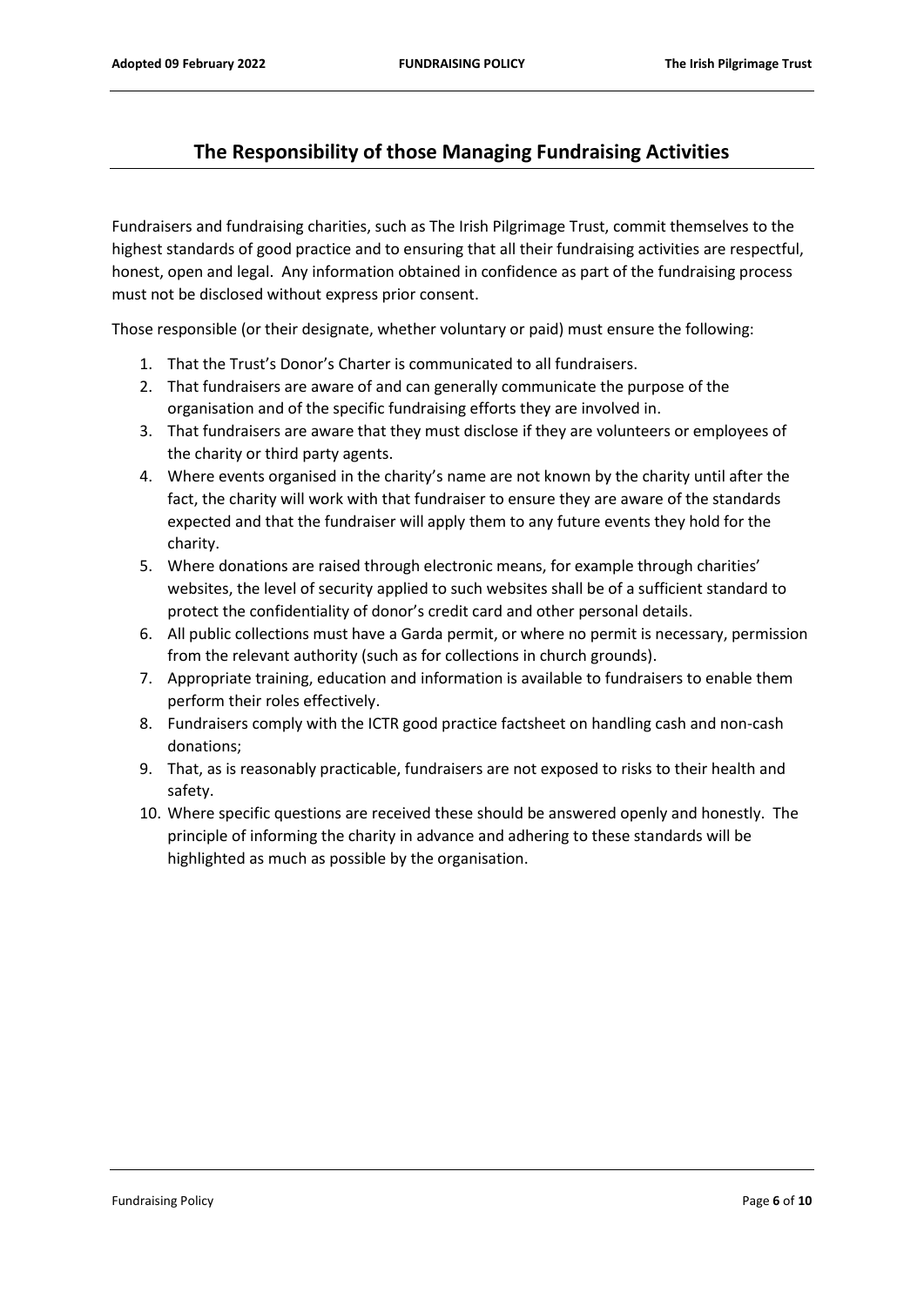## The Responsibility of those Managing Fundraising Activities

Fundraisers and fundraising charities, such as The Irish Pilgrimage Trust, commit themselves to the highest standards of good practice and to ensuring that all their fundraising activities are respectful, honest, open and legal. Any information obtained in confidence as part of the fundraising process must not be disclosed without express prior consent.

Those responsible (or their designate, whether voluntary or paid) must ensure the following:

1. That the Trust's Donor's Charter is communicated to all fundraisers.
2. That fundraisers are aware of and can generally communicate the purpose of the organisation and of the specific fundraising efforts they are involved in.
3. That fundraisers are aware that they must disclose if they are volunteers or employees of the charity or third party agents.
4. Where events organised in the charity's name are not known by the charity until after the fact, the charity will work with that fundraiser to ensure they are aware of the standards expected and that the fundraiser will apply them to any future events they hold for the charity.
5. Where donations are raised through electronic means, for example through charities' websites, the level of security applied to such websites shall be of a sufficient standard to protect the confidentiality of donor's credit card and other personal details.
6. All public collections must have a Garda permit, or where no permit is necessary, permission from the relevant authority (such as for collections in church grounds).
7. Appropriate training, education and information is available to fundraisers to enable them perform their roles effectively.
8. Fundraisers comply with the ICTR good practice factsheet on handling cash and non-cash donations;
9. That, as is reasonably practicable, fundraisers are not exposed to risks to their health and safety.
10. Where specific questions are received these should be answered openly and honestly. The principle of informing the charity in advance and adhering to these standards will be highlighted as much as possible by the organisation.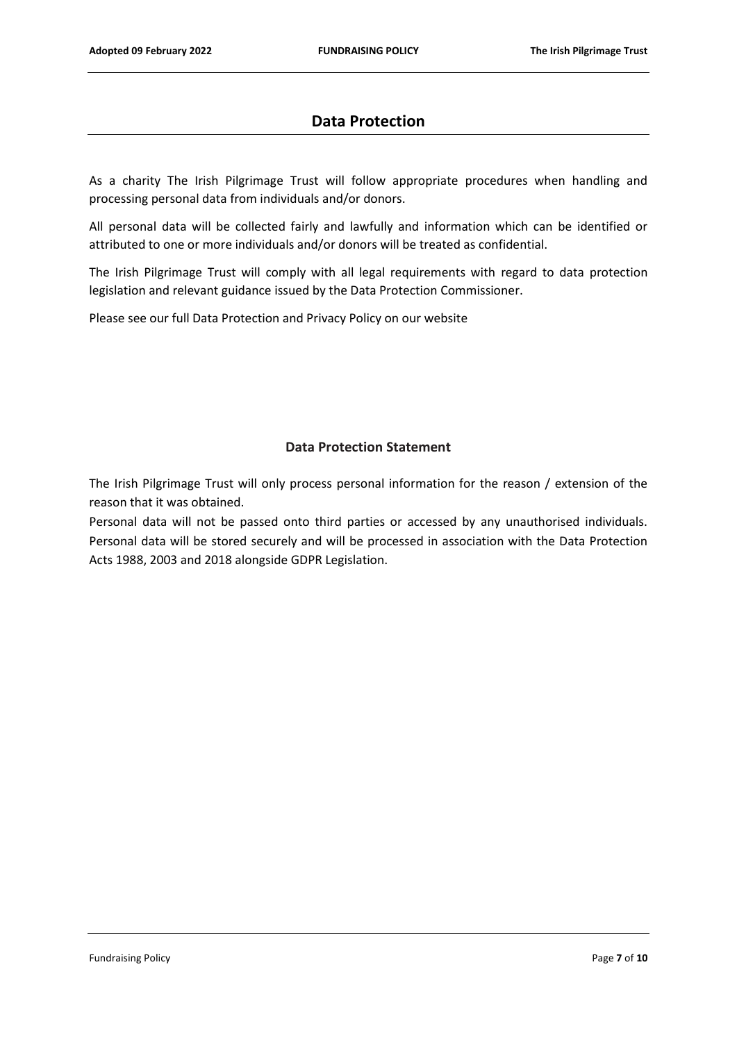## Data Protection

As a charity The Irish Pilgrimage Trust will follow appropriate procedures when handling and processing personal data from individuals and/or donors.

All personal data will be collected fairly and lawfully and information which can be identified or attributed to one or more individuals and/or donors will be treated as confidential.

The Irish Pilgrimage Trust will comply with all legal requirements with regard to data protection legislation and relevant guidance issued by the Data Protection Commissioner.

Please see our full Data Protection and Privacy Policy on our website

### Data Protection Statement

The Irish Pilgrimage Trust will only process personal information for the reason / extension of the reason that it was obtained.
Personal data will not be passed onto third parties or accessed by any unauthorised individuals. Personal data will be stored securely and will be processed in association with the Data Protection Acts 1988, 2003 and 2018 alongside GDPR Legislation.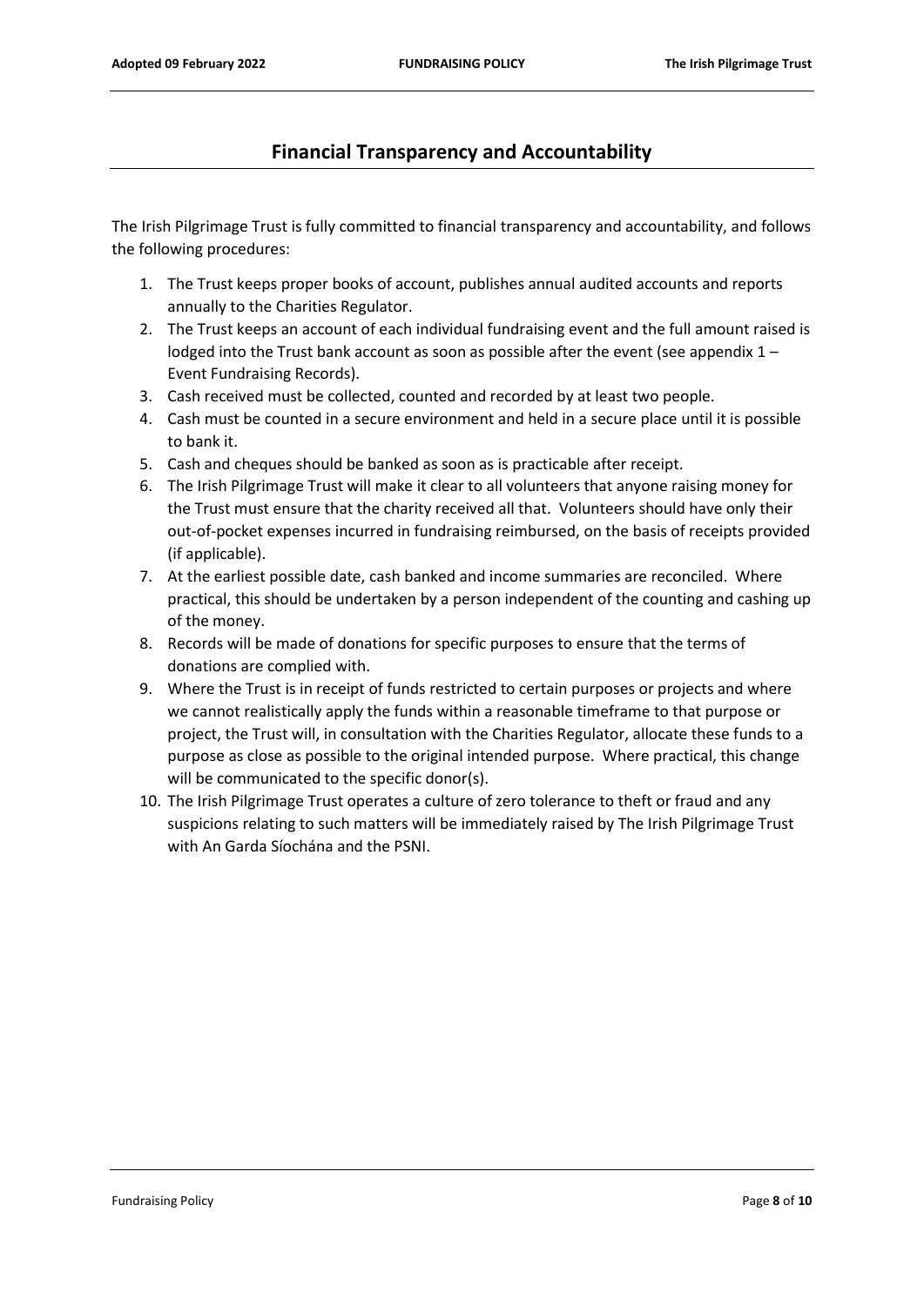## Financial Transparency and Accountability

The Irish Pilgrimage Trust is fully committed to financial transparency and accountability, and follows the following procedures:

1. The Trust keeps proper books of account, publishes annual audited accounts and reports annually to the Charities Regulator.
2. The Trust keeps an account of each individual fundraising event and the full amount raised is lodged into the Trust bank account as soon as possible after the event (see appendix 1 – Event Fundraising Records).
3. Cash received must be collected, counted and recorded by at least two people.
4. Cash must be counted in a secure environment and held in a secure place until it is possible to bank it.
5. Cash and cheques should be banked as soon as is practicable after receipt.
6. The Irish Pilgrimage Trust will make it clear to all volunteers that anyone raising money for the Trust must ensure that the charity received all that. Volunteers should have only their out-of-pocket expenses incurred in fundraising reimbursed, on the basis of receipts provided (if applicable).
7. At the earliest possible date, cash banked and income summaries are reconciled. Where practical, this should be undertaken by a person independent of the counting and cashing up of the money.
8. Records will be made of donations for specific purposes to ensure that the terms of donations are complied with.
9. Where the Trust is in receipt of funds restricted to certain purposes or projects and where we cannot realistically apply the funds within a reasonable timeframe to that purpose or project, the Trust will, in consultation with the Charities Regulator, allocate these funds to a purpose as close as possible to the original intended purpose. Where practical, this change will be communicated to the specific donor(s).
10. The Irish Pilgrimage Trust operates a culture of zero tolerance to theft or fraud and any suspicions relating to such matters will be immediately raised by The Irish Pilgrimage Trust with An Garda Síochána and the PSNI.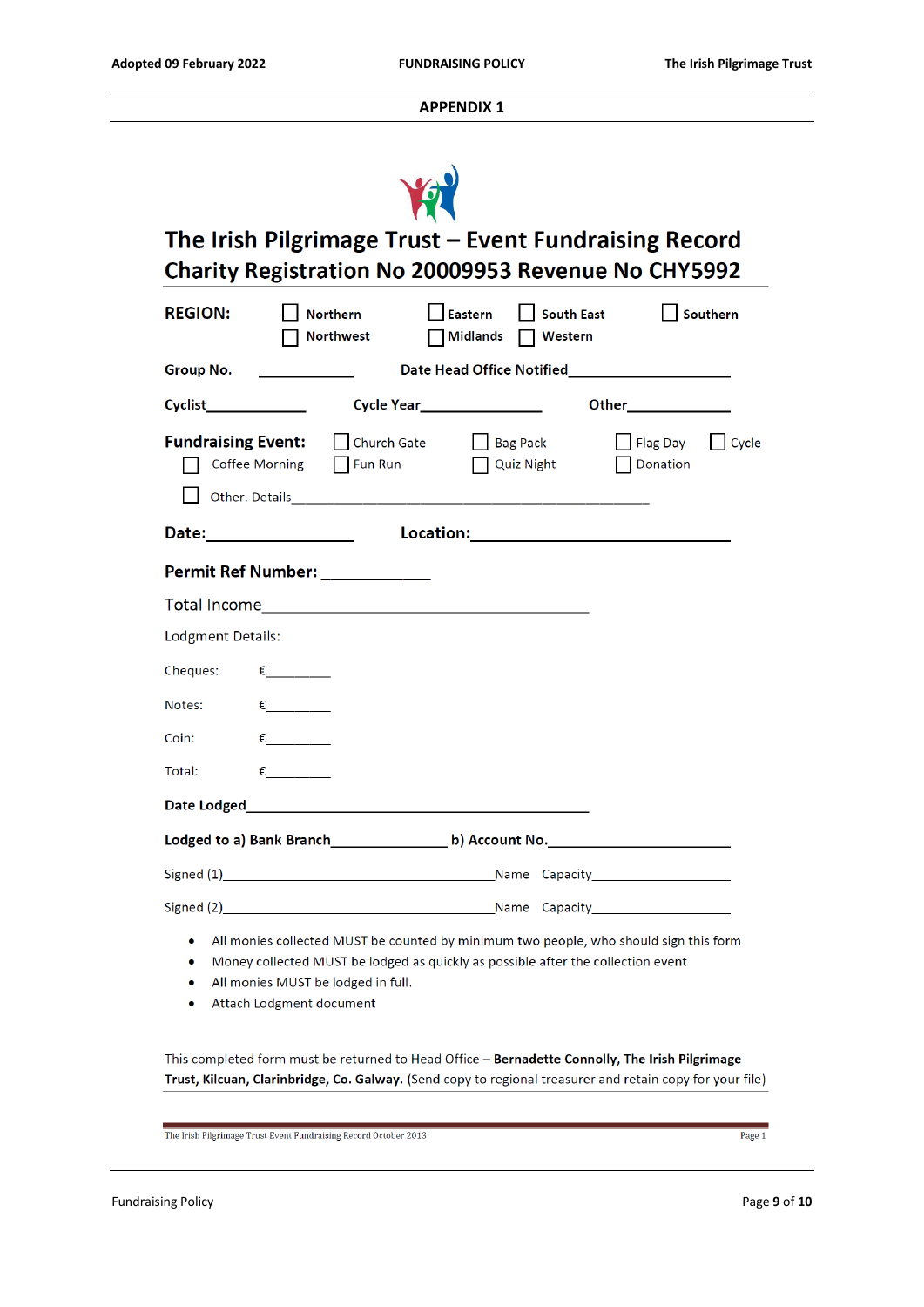## APPENDIX 1

# The Irish Pilgrimage Trust – Event Fundraising Record
## Charity Registration No 20009953 Revenue No CHY5992

**REGION:** ☐ Northern ☐ Eastern ☐ South East ☐ Southern ☐ Northwest ☐ Midlands ☐ Western

**Group No.** ____________ **Date Head Office Notified**____________________

**Cyclist**____________ **Cycle Year**______________ **Other**____________

**Fundraising Event:** ☐ Church Gate ☐ Bag Pack ☐ Flag Day ☐ Cycle ☐ Coffee Morning ☐ Fun Run ☐ Quiz Night ☐ Donation

☐ Other. Details_____________________________________________

**Date:**________________ **Location:**______________________________

**Permit Ref Number:** ____________

Total Income________________________________________

Lodgment Details:

Cheques: €_________

Notes: €_________

Coin: €_________

Total: €_________

**Date Lodged**________________________________________

**Lodged to a) Bank Branch**______________ **b) Account No.**____________________

Signed (1)______________________________Name Capacity__________________

Signed (2)______________________________Name Capacity__________________

- All monies collected MUST be counted by minimum two people, who should sign this form
- Money collected MUST be lodged as quickly as possible after the collection event
- All monies MUST be lodged in full.
- Attach Lodgment document

This completed form must be returned to Head Office – **Bernadette Connolly, The Irish Pilgrimage Trust, Kilcuan, Clarinbridge, Co. Galway.** (Send copy to regional treasurer and retain copy for your file)

The Irish Pilgrimage Trust Event Fundraising Record October 2013